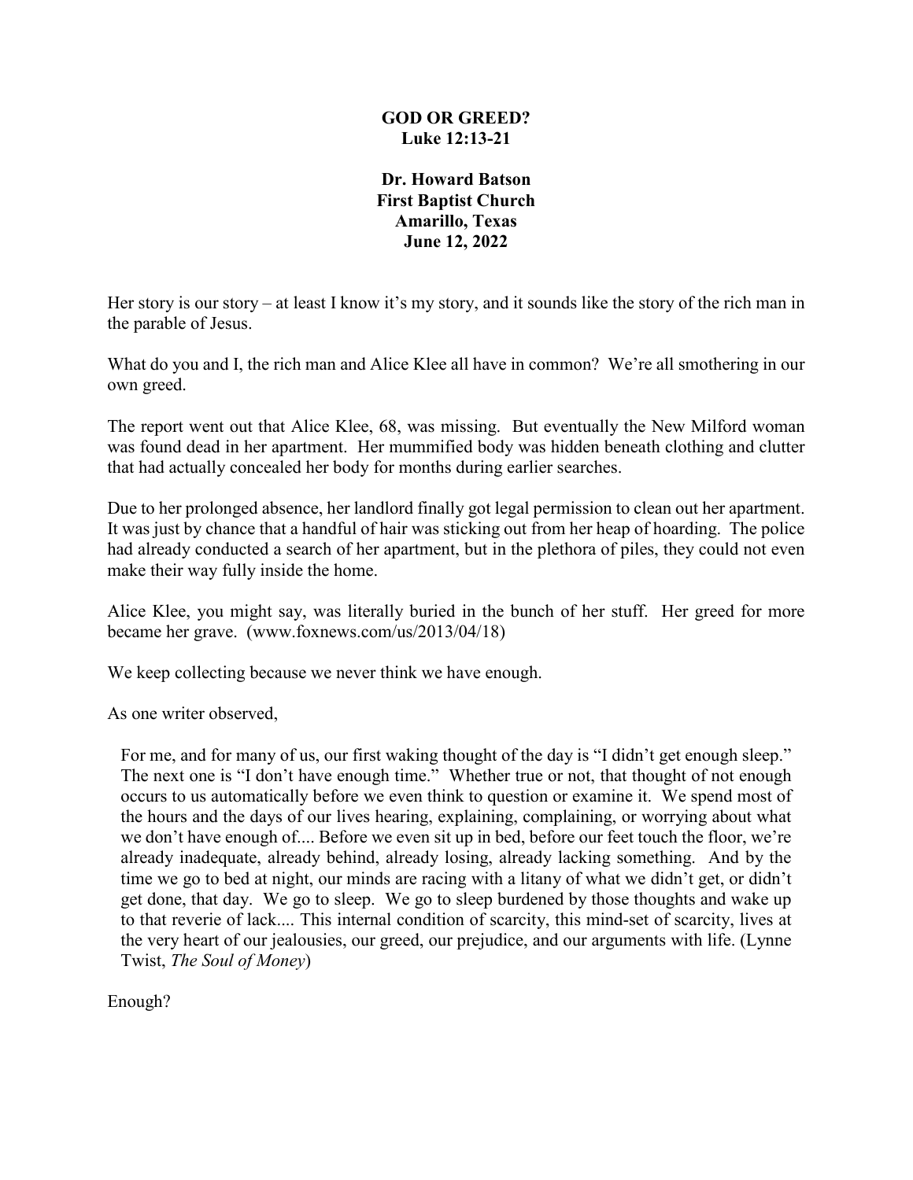# GOD OR GREED?
## Luke 12:13-21

**Dr. Howard Batson**
**First Baptist Church**
**Amarillo, Texas**
**June 12, 2022**

Her story is our story – at least I know it's my story, and it sounds like the story of the rich man in the parable of Jesus.

What do you and I, the rich man and Alice Klee all have in common? We're all smothering in our own greed.

The report went out that Alice Klee, 68, was missing. But eventually the New Milford woman was found dead in her apartment. Her mummified body was hidden beneath clothing and clutter that had actually concealed her body for months during earlier searches.

Due to her prolonged absence, her landlord finally got legal permission to clean out her apartment. It was just by chance that a handful of hair was sticking out from her heap of hoarding. The police had already conducted a search of her apartment, but in the plethora of piles, they could not even make their way fully inside the home.

Alice Klee, you might say, was literally buried in the bunch of her stuff. Her greed for more became her grave. (www.foxnews.com/us/2013/04/18)

We keep collecting because we never think we have enough.

As one writer observed,

> For me, and for many of us, our first waking thought of the day is "I didn't get enough sleep." The next one is "I don't have enough time." Whether true or not, that thought of not enough occurs to us automatically before we even think to question or examine it. We spend most of the hours and the days of our lives hearing, explaining, complaining, or worrying about what we don't have enough of.... Before we even sit up in bed, before our feet touch the floor, we're already inadequate, already behind, already losing, already lacking something. And by the time we go to bed at night, our minds are racing with a litany of what we didn't get, or didn't get done, that day. We go to sleep. We go to sleep burdened by those thoughts and wake up to that reverie of lack.... This internal condition of scarcity, this mind-set of scarcity, lives at the very heart of our jealousies, our greed, our prejudice, and our arguments with life. (Lynne Twist, *The Soul of Money*)

Enough?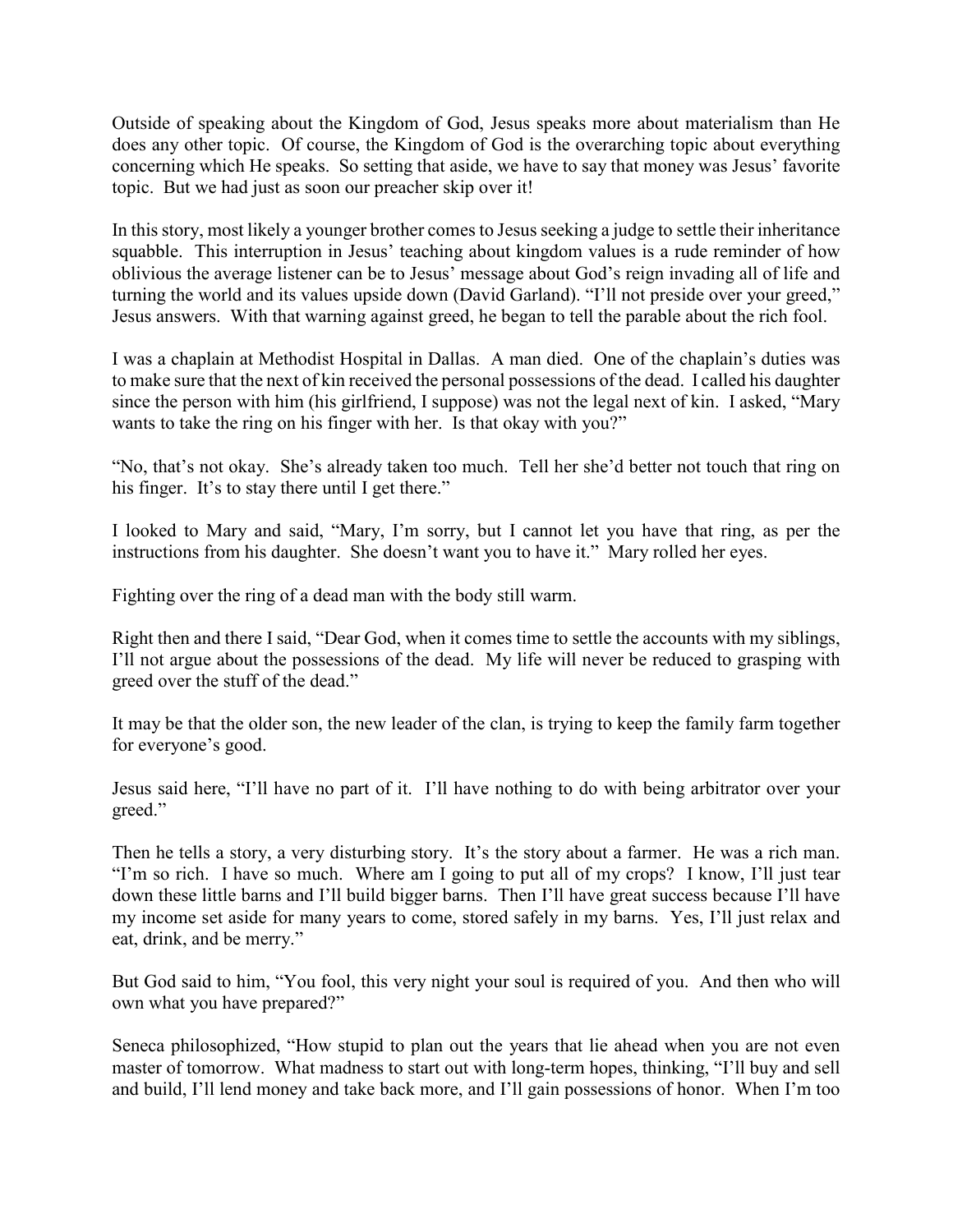Outside of speaking about the Kingdom of God, Jesus speaks more about materialism than He does any other topic. Of course, the Kingdom of God is the overarching topic about everything concerning which He speaks. So setting that aside, we have to say that money was Jesus' favorite topic. But we had just as soon our preacher skip over it!

In this story, most likely a younger brother comes to Jesus seeking a judge to settle their inheritance squabble. This interruption in Jesus' teaching about kingdom values is a rude reminder of how oblivious the average listener can be to Jesus' message about God's reign invading all of life and turning the world and its values upside down (David Garland). "I'll not preside over your greed," Jesus answers. With that warning against greed, he began to tell the parable about the rich fool.

I was a chaplain at Methodist Hospital in Dallas. A man died. One of the chaplain's duties was to make sure that the next of kin received the personal possessions of the dead. I called his daughter since the person with him (his girlfriend, I suppose) was not the legal next of kin. I asked, "Mary wants to take the ring on his finger with her. Is that okay with you?"

"No, that's not okay. She's already taken too much. Tell her she'd better not touch that ring on his finger. It's to stay there until I get there."

I looked to Mary and said, "Mary, I'm sorry, but I cannot let you have that ring, as per the instructions from his daughter. She doesn't want you to have it." Mary rolled her eyes.

Fighting over the ring of a dead man with the body still warm.

Right then and there I said, "Dear God, when it comes time to settle the accounts with my siblings, I'll not argue about the possessions of the dead. My life will never be reduced to grasping with greed over the stuff of the dead."

It may be that the older son, the new leader of the clan, is trying to keep the family farm together for everyone's good.

Jesus said here, "I'll have no part of it. I'll have nothing to do with being arbitrator over your greed."

Then he tells a story, a very disturbing story. It's the story about a farmer. He was a rich man. "I'm so rich. I have so much. Where am I going to put all of my crops? I know, I'll just tear down these little barns and I'll build bigger barns. Then I'll have great success because I'll have my income set aside for many years to come, stored safely in my barns. Yes, I'll just relax and eat, drink, and be merry."

But God said to him, "You fool, this very night your soul is required of you. And then who will own what you have prepared?"

Seneca philosophized, "How stupid to plan out the years that lie ahead when you are not even master of tomorrow. What madness to start out with long-term hopes, thinking, "I'll buy and sell and build, I'll lend money and take back more, and I'll gain possessions of honor. When I'm too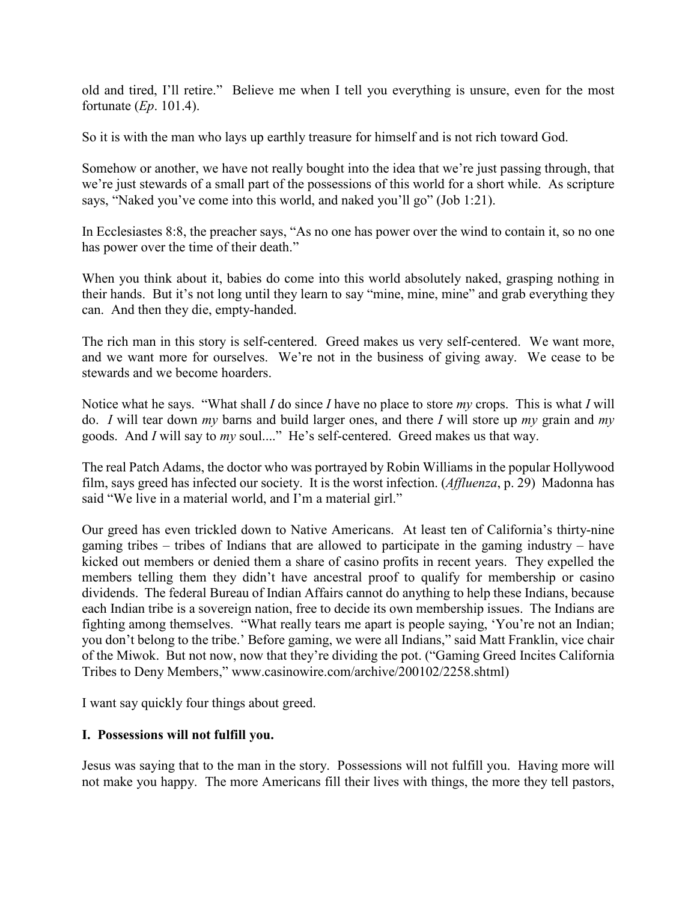old and tired, I'll retire." Believe me when I tell you everything is unsure, even for the most fortunate (*Ep*. 101.4).

So it is with the man who lays up earthly treasure for himself and is not rich toward God.

Somehow or another, we have not really bought into the idea that we're just passing through, that we're just stewards of a small part of the possessions of this world for a short while. As scripture says, "Naked you've come into this world, and naked you'll go" (Job 1:21).

In Ecclesiastes 8:8, the preacher says, "As no one has power over the wind to contain it, so no one has power over the time of their death."

When you think about it, babies do come into this world absolutely naked, grasping nothing in their hands. But it's not long until they learn to say "mine, mine, mine" and grab everything they can. And then they die, empty-handed.

The rich man in this story is self-centered. Greed makes us very self-centered. We want more, and we want more for ourselves. We're not in the business of giving away. We cease to be stewards and we become hoarders.

Notice what he says. "What shall *I* do since *I* have no place to store *my* crops. This is what *I* will do. *I* will tear down *my* barns and build larger ones, and there *I* will store up *my* grain and *my* goods. And *I* will say to *my* soul...." He's self-centered. Greed makes us that way.

The real Patch Adams, the doctor who was portrayed by Robin Williams in the popular Hollywood film, says greed has infected our society. It is the worst infection. (*Affluenza*, p. 29) Madonna has said "We live in a material world, and I'm a material girl."

Our greed has even trickled down to Native Americans. At least ten of California's thirty-nine gaming tribes – tribes of Indians that are allowed to participate in the gaming industry – have kicked out members or denied them a share of casino profits in recent years. They expelled the members telling them they didn't have ancestral proof to qualify for membership or casino dividends. The federal Bureau of Indian Affairs cannot do anything to help these Indians, because each Indian tribe is a sovereign nation, free to decide its own membership issues. The Indians are fighting among themselves. "What really tears me apart is people saying, 'You're not an Indian; you don't belong to the tribe.' Before gaming, we were all Indians," said Matt Franklin, vice chair of the Miwok. But not now, now that they're dividing the pot. ("Gaming Greed Incites California Tribes to Deny Members," www.casinowire.com/archive/200102/2258.shtml)

I want say quickly four things about greed.

**I. Possessions will not fulfill you.**

Jesus was saying that to the man in the story. Possessions will not fulfill you. Having more will not make you happy. The more Americans fill their lives with things, the more they tell pastors,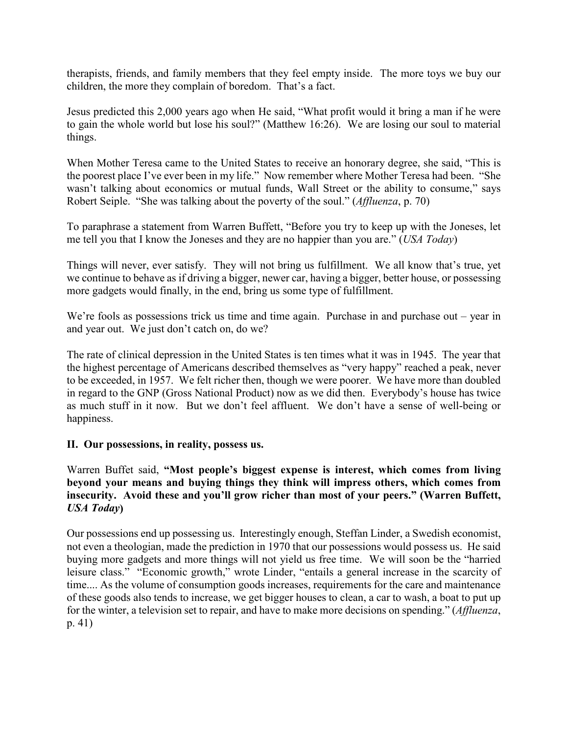therapists, friends, and family members that they feel empty inside. The more toys we buy our children, the more they complain of boredom. That's a fact.

Jesus predicted this 2,000 years ago when He said, "What profit would it bring a man if he were to gain the whole world but lose his soul?" (Matthew 16:26). We are losing our soul to material things.

When Mother Teresa came to the United States to receive an honorary degree, she said, "This is the poorest place I've ever been in my life." Now remember where Mother Teresa had been. "She wasn't talking about economics or mutual funds, Wall Street or the ability to consume," says Robert Seiple. "She was talking about the poverty of the soul." (*Affluenza*, p. 70)

To paraphrase a statement from Warren Buffett, "Before you try to keep up with the Joneses, let me tell you that I know the Joneses and they are no happier than you are." (*USA Today*)

Things will never, ever satisfy. They will not bring us fulfillment. We all know that's true, yet we continue to behave as if driving a bigger, newer car, having a bigger, better house, or possessing more gadgets would finally, in the end, bring us some type of fulfillment.

We're fools as possessions trick us time and time again. Purchase in and purchase out – year in and year out. We just don't catch on, do we?

The rate of clinical depression in the United States is ten times what it was in 1945. The year that the highest percentage of Americans described themselves as "very happy" reached a peak, never to be exceeded, in 1957. We felt richer then, though we were poorer. We have more than doubled in regard to the GNP (Gross National Product) now as we did then. Everybody's house has twice as much stuff in it now. But we don't feel affluent. We don't have a sense of well-being or happiness.

**II. Our possessions, in reality, possess us.**

Warren Buffet said, **"Most people's biggest expense is interest, which comes from living beyond your means and buying things they think will impress others, which comes from insecurity. Avoid these and you'll grow richer than most of your peers." (Warren Buffett, *USA Today*)**

Our possessions end up possessing us. Interestingly enough, Steffan Linder, a Swedish economist, not even a theologian, made the prediction in 1970 that our possessions would possess us. He said buying more gadgets and more things will not yield us free time. We will soon be the "harried leisure class." "Economic growth," wrote Linder, "entails a general increase in the scarcity of time.... As the volume of consumption goods increases, requirements for the care and maintenance of these goods also tends to increase, we get bigger houses to clean, a car to wash, a boat to put up for the winter, a television set to repair, and have to make more decisions on spending." (*Affluenza*, p. 41)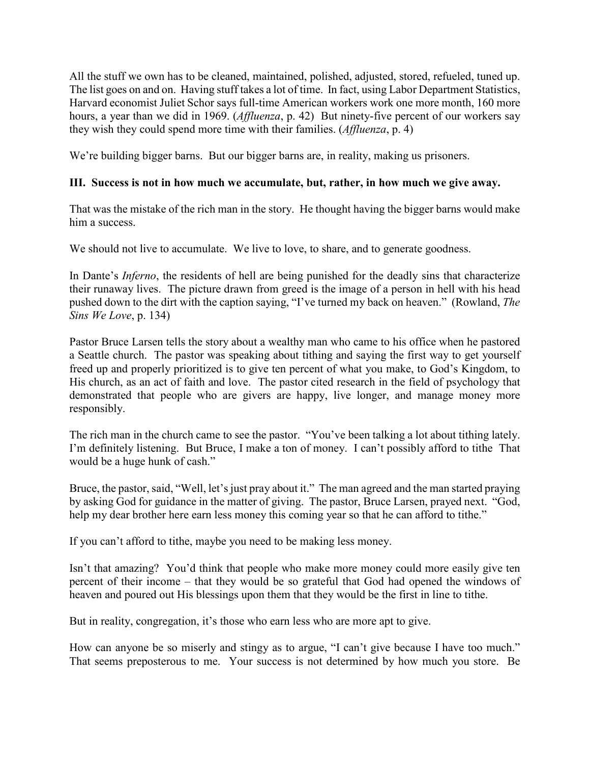All the stuff we own has to be cleaned, maintained, polished, adjusted, stored, refueled, tuned up. The list goes on and on. Having stuff takes a lot of time. In fact, using Labor Department Statistics, Harvard economist Juliet Schor says full-time American workers work one more month, 160 more hours, a year than we did in 1969. (*Affluenza*, p. 42) But ninety-five percent of our workers say they wish they could spend more time with their families. (*Affluenza*, p. 4)

We're building bigger barns. But our bigger barns are, in reality, making us prisoners.

**III. Success is not in how much we accumulate, but, rather, in how much we give away.**

That was the mistake of the rich man in the story. He thought having the bigger barns would make him a success.

We should not live to accumulate. We live to love, to share, and to generate goodness.

In Dante's *Inferno*, the residents of hell are being punished for the deadly sins that characterize their runaway lives. The picture drawn from greed is the image of a person in hell with his head pushed down to the dirt with the caption saying, "I've turned my back on heaven." (Rowland, *The Sins We Love*, p. 134)

Pastor Bruce Larsen tells the story about a wealthy man who came to his office when he pastored a Seattle church. The pastor was speaking about tithing and saying the first way to get yourself freed up and properly prioritized is to give ten percent of what you make, to God's Kingdom, to His church, as an act of faith and love. The pastor cited research in the field of psychology that demonstrated that people who are givers are happy, live longer, and manage money more responsibly.

The rich man in the church came to see the pastor. "You've been talking a lot about tithing lately. I'm definitely listening. But Bruce, I make a ton of money. I can't possibly afford to tithe That would be a huge hunk of cash."

Bruce, the pastor, said, "Well, let's just pray about it." The man agreed and the man started praying by asking God for guidance in the matter of giving. The pastor, Bruce Larsen, prayed next. "God, help my dear brother here earn less money this coming year so that he can afford to tithe."

If you can't afford to tithe, maybe you need to be making less money.

Isn't that amazing? You'd think that people who make more money could more easily give ten percent of their income – that they would be so grateful that God had opened the windows of heaven and poured out His blessings upon them that they would be the first in line to tithe.

But in reality, congregation, it's those who earn less who are more apt to give.

How can anyone be so miserly and stingy as to argue, "I can't give because I have too much." That seems preposterous to me. Your success is not determined by how much you store. Be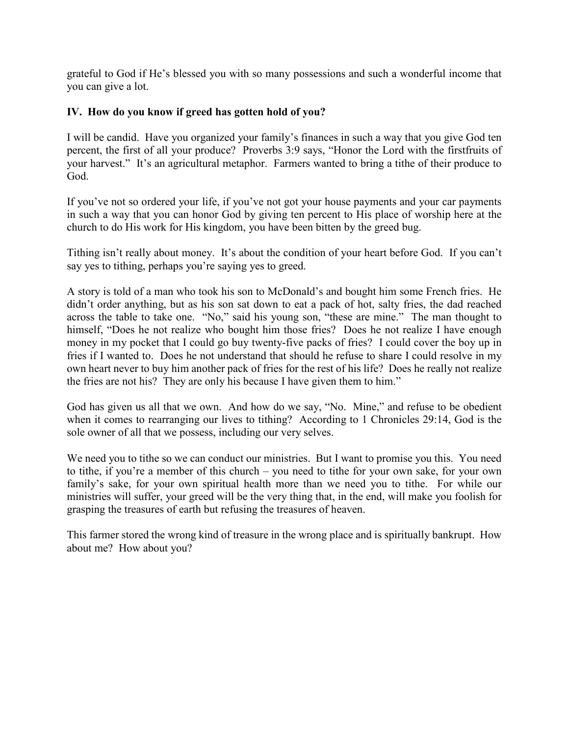grateful to God if He's blessed you with so many possessions and such a wonderful income that you can give a lot.

## IV. How do you know if greed has gotten hold of you?

I will be candid. Have you organized your family's finances in such a way that you give God ten percent, the first of all your produce? Proverbs 3:9 says, "Honor the Lord with the firstfruits of your harvest." It's an agricultural metaphor. Farmers wanted to bring a tithe of their produce to God.

If you've not so ordered your life, if you've not got your house payments and your car payments in such a way that you can honor God by giving ten percent to His place of worship here at the church to do His work for His kingdom, you have been bitten by the greed bug.

Tithing isn't really about money. It's about the condition of your heart before God. If you can't say yes to tithing, perhaps you're saying yes to greed.

A story is told of a man who took his son to McDonald's and bought him some French fries. He didn't order anything, but as his son sat down to eat a pack of hot, salty fries, the dad reached across the table to take one. "No," said his young son, "these are mine." The man thought to himself, "Does he not realize who bought him those fries? Does he not realize I have enough money in my pocket that I could go buy twenty-five packs of fries? I could cover the boy up in fries if I wanted to. Does he not understand that should he refuse to share I could resolve in my own heart never to buy him another pack of fries for the rest of his life? Does he really not realize the fries are not his? They are only his because I have given them to him."

God has given us all that we own. And how do we say, "No. Mine," and refuse to be obedient when it comes to rearranging our lives to tithing? According to 1 Chronicles 29:14, God is the sole owner of all that we possess, including our very selves.

We need you to tithe so we can conduct our ministries. But I want to promise you this. You need to tithe, if you're a member of this church – you need to tithe for your own sake, for your own family's sake, for your own spiritual health more than we need you to tithe. For while our ministries will suffer, your greed will be the very thing that, in the end, will make you foolish for grasping the treasures of earth but refusing the treasures of heaven.

This farmer stored the wrong kind of treasure in the wrong place and is spiritually bankrupt. How about me? How about you?